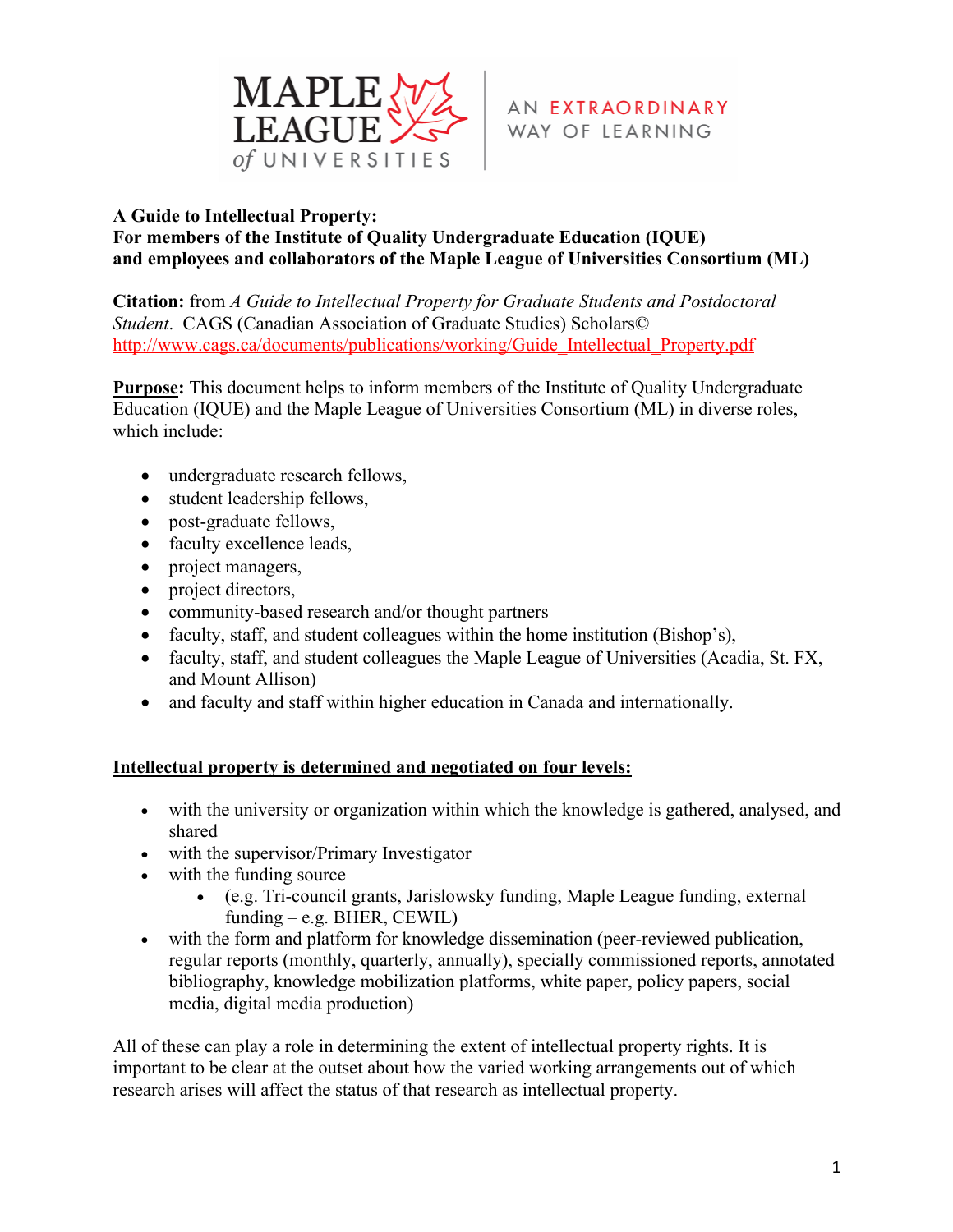MAPLE LEAGUE of UNIVERSITIES | AN EXTRAORDINARY WAY OF LEARNING

**A Guide to Intellectual Property:**
**For members of the Institute of Quality Undergraduate Education (IQUE)**
**and employees and collaborators of the Maple League of Universities Consortium (ML)**

**Citation:** from *A Guide to Intellectual Property for Graduate Students and Postdoctoral Student*. CAGS (Canadian Association of Graduate Studies) Scholars© http://www.cags.ca/documents/publications/working/Guide_Intellectual_Property.pdf

**Purpose:** This document helps to inform members of the Institute of Quality Undergraduate Education (IQUE) and the Maple League of Universities Consortium (ML) in diverse roles, which include:

- undergraduate research fellows,
- student leadership fellows,
- post-graduate fellows,
- faculty excellence leads,
- project managers,
- project directors,
- community-based research and/or thought partners
- faculty, staff, and student colleagues within the home institution (Bishop's),
- faculty, staff, and student colleagues the Maple League of Universities (Acadia, St. FX, and Mount Allison)
- and faculty and staff within higher education in Canada and internationally.

**Intellectual property is determined and negotiated on four levels:**

- with the university or organization within which the knowledge is gathered, analysed, and shared
- with the supervisor/Primary Investigator
- with the funding source
    - (e.g. Tri-council grants, Jarislowsky funding, Maple League funding, external funding – e.g. BHER, CEWIL)
- with the form and platform for knowledge dissemination (peer-reviewed publication, regular reports (monthly, quarterly, annually), specially commissioned reports, annotated bibliography, knowledge mobilization platforms, white paper, policy papers, social media, digital media production)

All of these can play a role in determining the extent of intellectual property rights. It is important to be clear at the outset about how the varied working arrangements out of which research arises will affect the status of that research as intellectual property.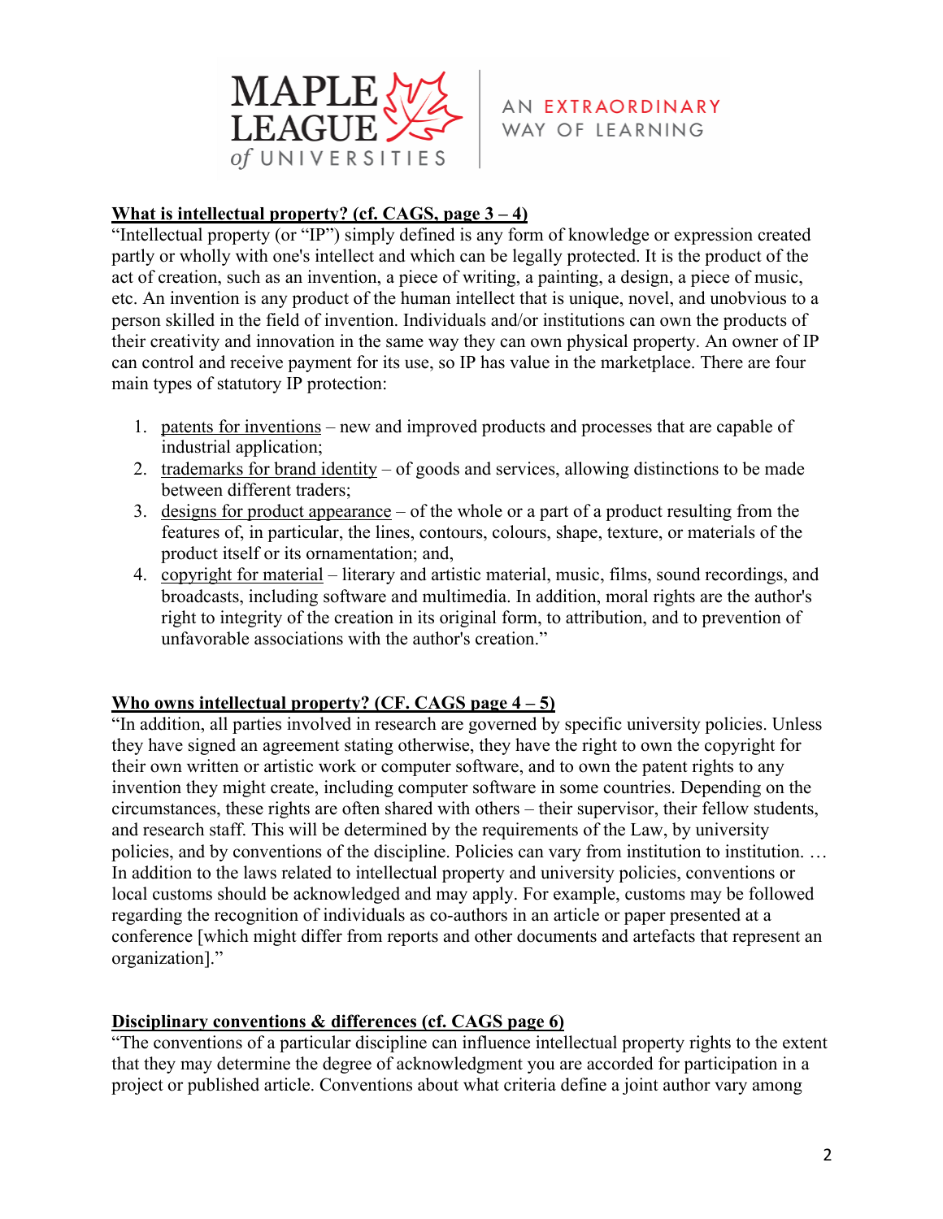### What is intellectual property? (cf. CAGS, page 3 – 4)

"Intellectual property (or "IP") simply defined is any form of knowledge or expression created partly or wholly with one's intellect and which can be legally protected. It is the product of the act of creation, such as an invention, a piece of writing, a painting, a design, a piece of music, etc. An invention is any product of the human intellect that is unique, novel, and unobvious to a person skilled in the field of invention. Individuals and/or institutions can own the products of their creativity and innovation in the same way they can own physical property. An owner of IP can control and receive payment for its use, so IP has value in the marketplace. There are four main types of statutory IP protection:

1. patents for inventions – new and improved products and processes that are capable of industrial application;
2. trademarks for brand identity – of goods and services, allowing distinctions to be made between different traders;
3. designs for product appearance – of the whole or a part of a product resulting from the features of, in particular, the lines, contours, colours, shape, texture, or materials of the product itself or its ornamentation; and,
4. copyright for material – literary and artistic material, music, films, sound recordings, and broadcasts, including software and multimedia. In addition, moral rights are the author's right to integrity of the creation in its original form, to attribution, and to prevention of unfavorable associations with the author's creation."

### Who owns intellectual property? (CF. CAGS page 4 – 5)

"In addition, all parties involved in research are governed by specific university policies. Unless they have signed an agreement stating otherwise, they have the right to own the copyright for their own written or artistic work or computer software, and to own the patent rights to any invention they might create, including computer software in some countries. Depending on the circumstances, these rights are often shared with others – their supervisor, their fellow students, and research staff. This will be determined by the requirements of the Law, by university policies, and by conventions of the discipline. Policies can vary from institution to institution. … In addition to the laws related to intellectual property and university policies, conventions or local customs should be acknowledged and may apply. For example, customs may be followed regarding the recognition of individuals as co-authors in an article or paper presented at a conference [which might differ from reports and other documents and artefacts that represent an organization]."

### Disciplinary conventions & differences (cf. CAGS page 6)

"The conventions of a particular discipline can influence intellectual property rights to the extent that they may determine the degree of acknowledgment you are accorded for participation in a project or published article. Conventions about what criteria define a joint author vary among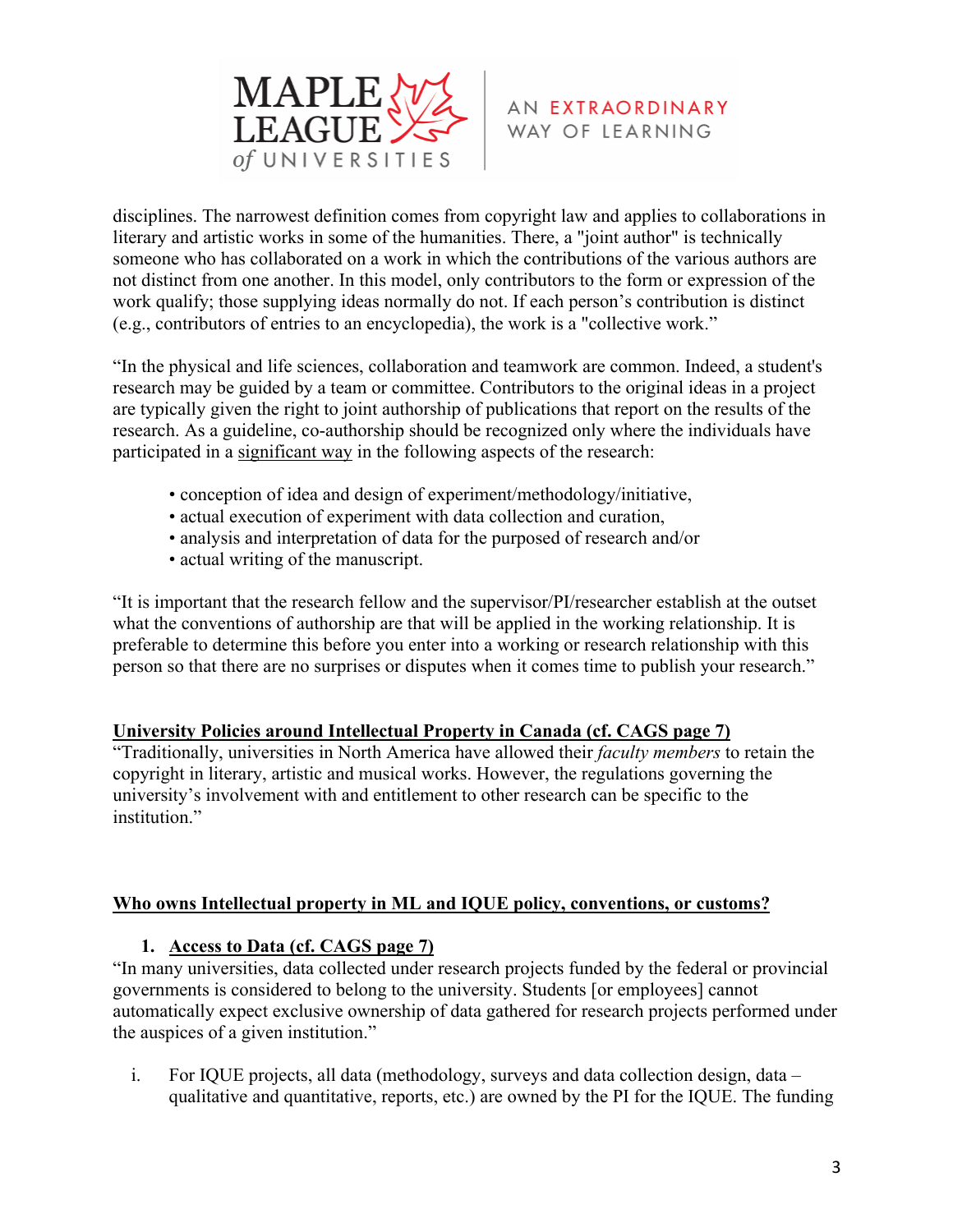disciplines. The narrowest definition comes from copyright law and applies to collaborations in literary and artistic works in some of the humanities. There, a "joint author" is technically someone who has collaborated on a work in which the contributions of the various authors are not distinct from one another. In this model, only contributors to the form or expression of the work qualify; those supplying ideas normally do not. If each person's contribution is distinct (e.g., contributors of entries to an encyclopedia), the work is a "collective work."

"In the physical and life sciences, collaboration and teamwork are common. Indeed, a student's research may be guided by a team or committee. Contributors to the original ideas in a project are typically given the right to joint authorship of publications that report on the results of the research. As a guideline, co-authorship should be recognized only where the individuals have participated in a <u>significant way</u> in the following aspects of the research:

- conception of idea and design of experiment/methodology/initiative,
- actual execution of experiment with data collection and curation,
- analysis and interpretation of data for the purposed of research and/or
- actual writing of the manuscript.

"It is important that the research fellow and the supervisor/PI/researcher establish at the outset what the conventions of authorship are that will be applied in the working relationship. It is preferable to determine this before you enter into a working or research relationship with this person so that there are no surprises or disputes when it comes time to publish your research."

**<u>University Policies around Intellectual Property in Canada (cf. CAGS page 7)</u>**

"Traditionally, universities in North America have allowed their *faculty members* to retain the copyright in literary, artistic and musical works. However, the regulations governing the university's involvement with and entitlement to other research can be specific to the institution."

**<u>Who owns Intellectual property in ML and IQUE policy, conventions, or customs?</u>**

1. **<u>Access to Data (cf. CAGS page 7)</u>**

"In many universities, data collected under research projects funded by the federal or provincial governments is considered to belong to the university. Students [or employees] cannot automatically expect exclusive ownership of data gathered for research projects performed under the auspices of a given institution."

i. For IQUE projects, all data (methodology, surveys and data collection design, data – qualitative and quantitative, reports, etc.) are owned by the PI for the IQUE. The funding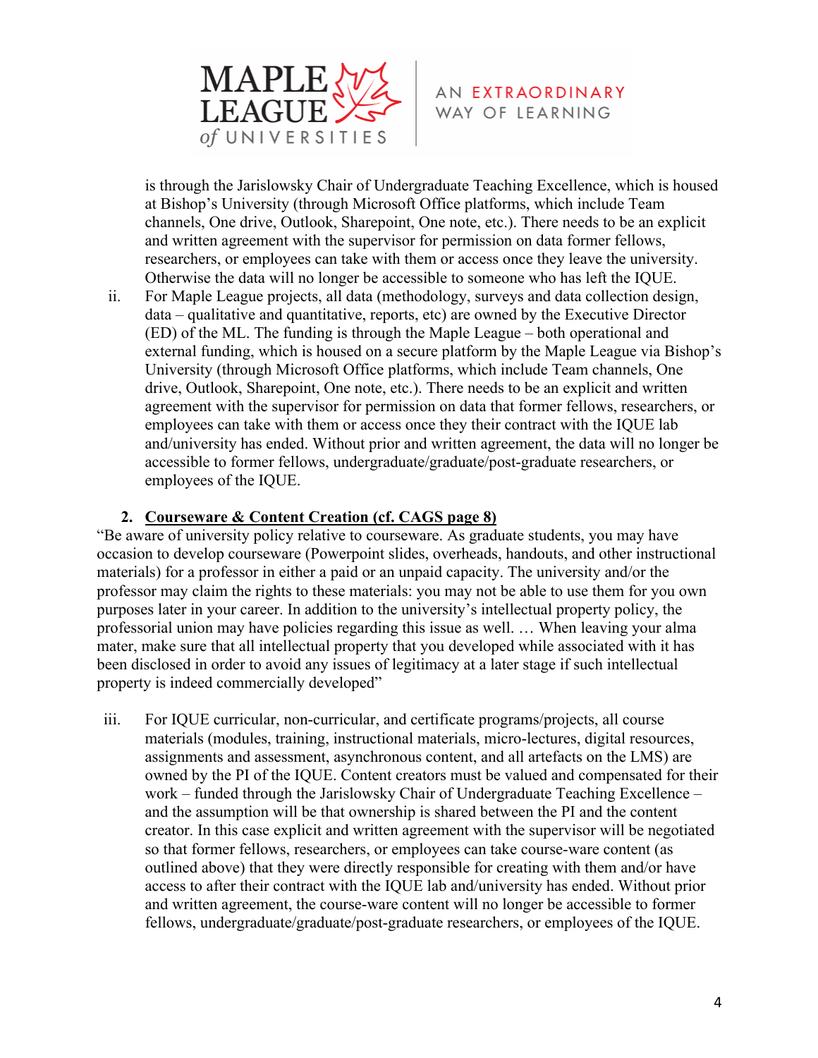is through the Jarislowsky Chair of Undergraduate Teaching Excellence, which is housed at Bishop's University (through Microsoft Office platforms, which include Team channels, One drive, Outlook, Sharepoint, One note, etc.). There needs to be an explicit and written agreement with the supervisor for permission on data former fellows, researchers, or employees can take with them or access once they leave the university. Otherwise the data will no longer be accessible to someone who has left the IQUE.

ii. For Maple League projects, all data (methodology, surveys and data collection design, data – qualitative and quantitative, reports, etc) are owned by the Executive Director (ED) of the ML. The funding is through the Maple League – both operational and external funding, which is housed on a secure platform by the Maple League via Bishop's University (through Microsoft Office platforms, which include Team channels, One drive, Outlook, Sharepoint, One note, etc.). There needs to be an explicit and written agreement with the supervisor for permission on data that former fellows, researchers, or employees can take with them or access once they their contract with the IQUE lab and/university has ended. Without prior and written agreement, the data will no longer be accessible to former fellows, undergraduate/graduate/post-graduate researchers, or employees of the IQUE.

2. **<u>Courseware & Content Creation (cf. CAGS page 8)</u>**

"Be aware of university policy relative to courseware. As graduate students, you may have occasion to develop courseware (Powerpoint slides, overheads, handouts, and other instructional materials) for a professor in either a paid or an unpaid capacity. The university and/or the professor may claim the rights to these materials: you may not be able to use them for you own purposes later in your career. In addition to the university's intellectual property policy, the professorial union may have policies regarding this issue as well. … When leaving your alma mater, make sure that all intellectual property that you developed while associated with it has been disclosed in order to avoid any issues of legitimacy at a later stage if such intellectual property is indeed commercially developed"

iii. For IQUE curricular, non-curricular, and certificate programs/projects, all course materials (modules, training, instructional materials, micro-lectures, digital resources, assignments and assessment, asynchronous content, and all artefacts on the LMS) are owned by the PI of the IQUE. Content creators must be valued and compensated for their work – funded through the Jarislowsky Chair of Undergraduate Teaching Excellence – and the assumption will be that ownership is shared between the PI and the content creator. In this case explicit and written agreement with the supervisor will be negotiated so that former fellows, researchers, or employees can take course-ware content (as outlined above) that they were directly responsible for creating with them and/or have access to after their contract with the IQUE lab and/university has ended. Without prior and written agreement, the course-ware content will no longer be accessible to former fellows, undergraduate/graduate/post-graduate researchers, or employees of the IQUE.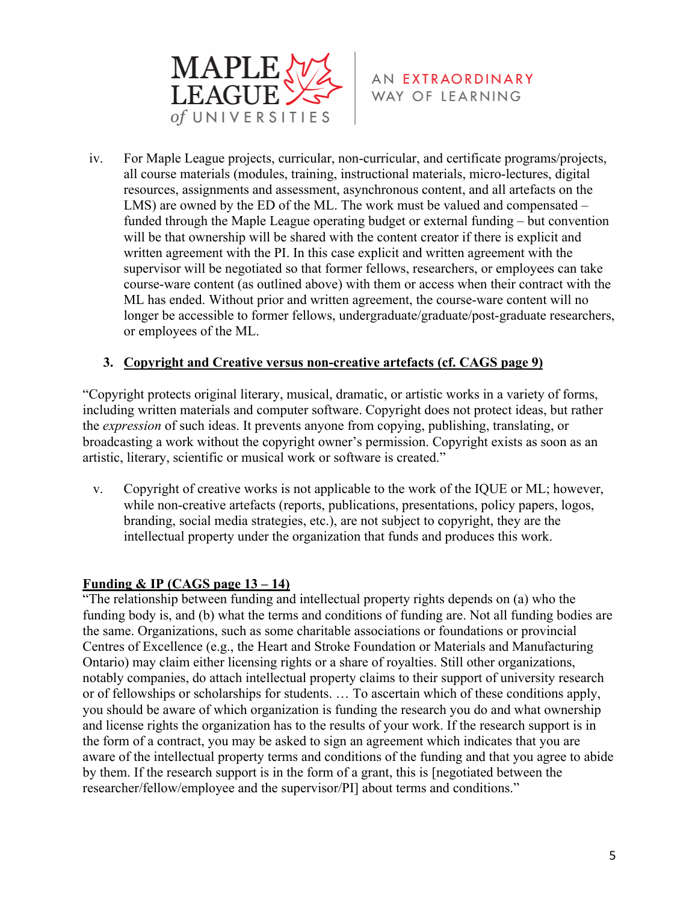iv. For Maple League projects, curricular, non-curricular, and certificate programs/projects, all course materials (modules, training, instructional materials, micro-lectures, digital resources, assignments and assessment, asynchronous content, and all artefacts on the LMS) are owned by the ED of the ML. The work must be valued and compensated – funded through the Maple League operating budget or external funding – but convention will be that ownership will be shared with the content creator if there is explicit and written agreement with the PI. In this case explicit and written agreement with the supervisor will be negotiated so that former fellows, researchers, or employees can take course-ware content (as outlined above) with them or access when their contract with the ML has ended. Without prior and written agreement, the course-ware content will no longer be accessible to former fellows, undergraduate/graduate/post-graduate researchers, or employees of the ML.

### 3. **Copyright and Creative versus non-creative artefacts (cf. CAGS page 9)**

"Copyright protects original literary, musical, dramatic, or artistic works in a variety of forms, including written materials and computer software. Copyright does not protect ideas, but rather the *expression* of such ideas. It prevents anyone from copying, publishing, translating, or broadcasting a work without the copyright owner's permission. Copyright exists as soon as an artistic, literary, scientific or musical work or software is created."

v. Copyright of creative works is not applicable to the work of the IQUE or ML; however, while non-creative artefacts (reports, publications, presentations, policy papers, logos, branding, social media strategies, etc.), are not subject to copyright, they are the intellectual property under the organization that funds and produces this work.

**Funding & IP (CAGS page 13 – 14)**

"The relationship between funding and intellectual property rights depends on (a) who the funding body is, and (b) what the terms and conditions of funding are. Not all funding bodies are the same. Organizations, such as some charitable associations or foundations or provincial Centres of Excellence (e.g., the Heart and Stroke Foundation or Materials and Manufacturing Ontario) may claim either licensing rights or a share of royalties. Still other organizations, notably companies, do attach intellectual property claims to their support of university research or of fellowships or scholarships for students. … To ascertain which of these conditions apply, you should be aware of which organization is funding the research you do and what ownership and license rights the organization has to the results of your work. If the research support is in the form of a contract, you may be asked to sign an agreement which indicates that you are aware of the intellectual property terms and conditions of the funding and that you agree to abide by them. If the research support is in the form of a grant, this is [negotiated between the researcher/fellow/employee and the supervisor/PI] about terms and conditions."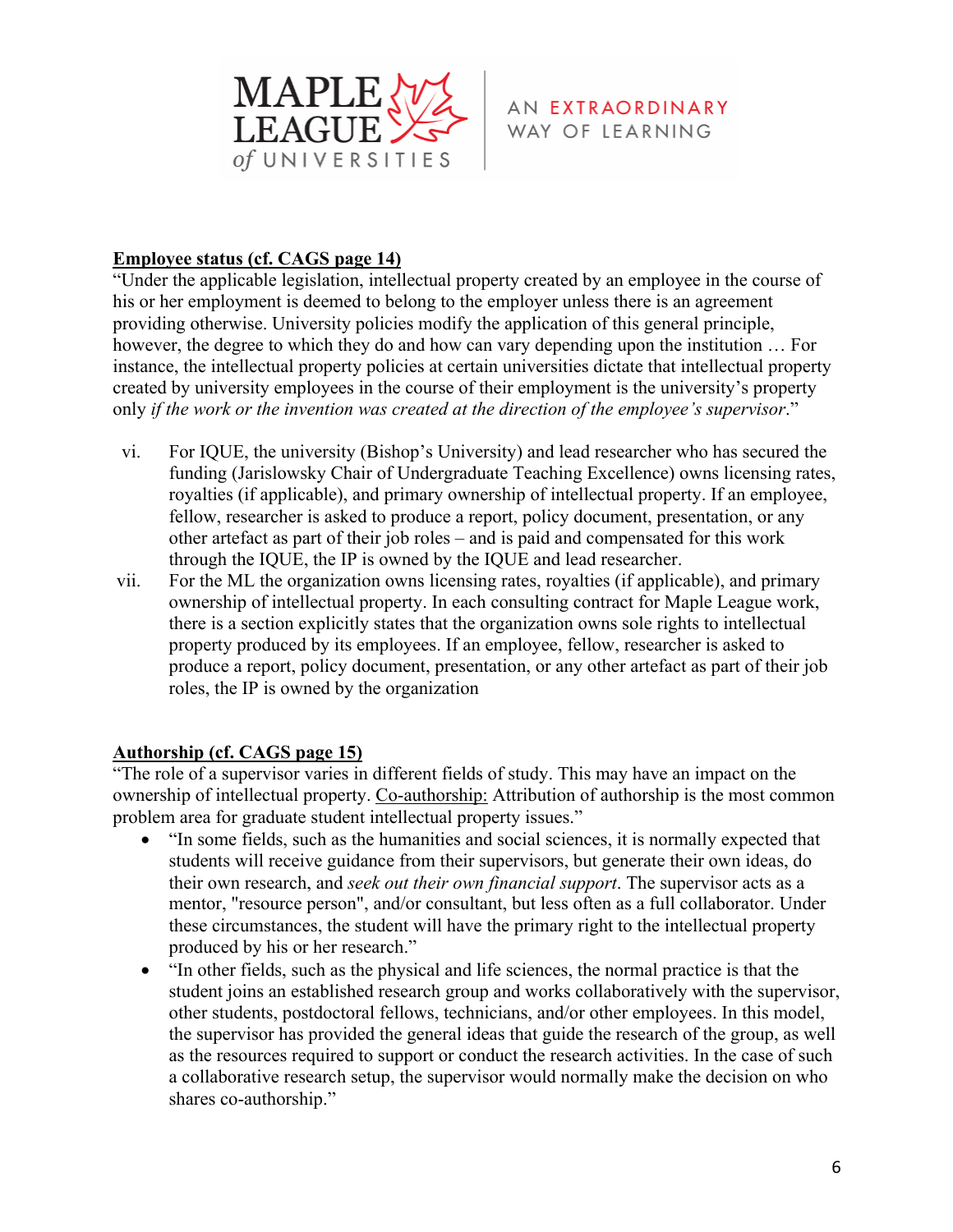**<u>Employee status (cf. CAGS page 14)</u>**

"Under the applicable legislation, intellectual property created by an employee in the course of his or her employment is deemed to belong to the employer unless there is an agreement providing otherwise. University policies modify the application of this general principle, however, the degree to which they do and how can vary depending upon the institution … For instance, the intellectual property policies at certain universities dictate that intellectual property created by university employees in the course of their employment is the university's property only *if the work or the invention was created at the direction of the employee's supervisor*."

vi. For IQUE, the university (Bishop's University) and lead researcher who has secured the funding (Jarislowsky Chair of Undergraduate Teaching Excellence) owns licensing rates, royalties (if applicable), and primary ownership of intellectual property. If an employee, fellow, researcher is asked to produce a report, policy document, presentation, or any other artefact as part of their job roles – and is paid and compensated for this work through the IQUE, the IP is owned by the IQUE and lead researcher.

vii. For the ML the organization owns licensing rates, royalties (if applicable), and primary ownership of intellectual property. In each consulting contract for Maple League work, there is a section explicitly states that the organization owns sole rights to intellectual property produced by its employees. If an employee, fellow, researcher is asked to produce a report, policy document, presentation, or any other artefact as part of their job roles, the IP is owned by the organization

**<u>Authorship (cf. CAGS page 15)</u>**

"The role of a supervisor varies in different fields of study. This may have an impact on the ownership of intellectual property. <u>Co-authorship:</u> Attribution of authorship is the most common problem area for graduate student intellectual property issues."

- "In some fields, such as the humanities and social sciences, it is normally expected that students will receive guidance from their supervisors, but generate their own ideas, do their own research, and *seek out their own financial support*. The supervisor acts as a mentor, "resource person", and/or consultant, but less often as a full collaborator. Under these circumstances, the student will have the primary right to the intellectual property produced by his or her research."
- "In other fields, such as the physical and life sciences, the normal practice is that the student joins an established research group and works collaboratively with the supervisor, other students, postdoctoral fellows, technicians, and/or other employees. In this model, the supervisor has provided the general ideas that guide the research of the group, as well as the resources required to support or conduct the research activities. In the case of such a collaborative research setup, the supervisor would normally make the decision on who shares co-authorship."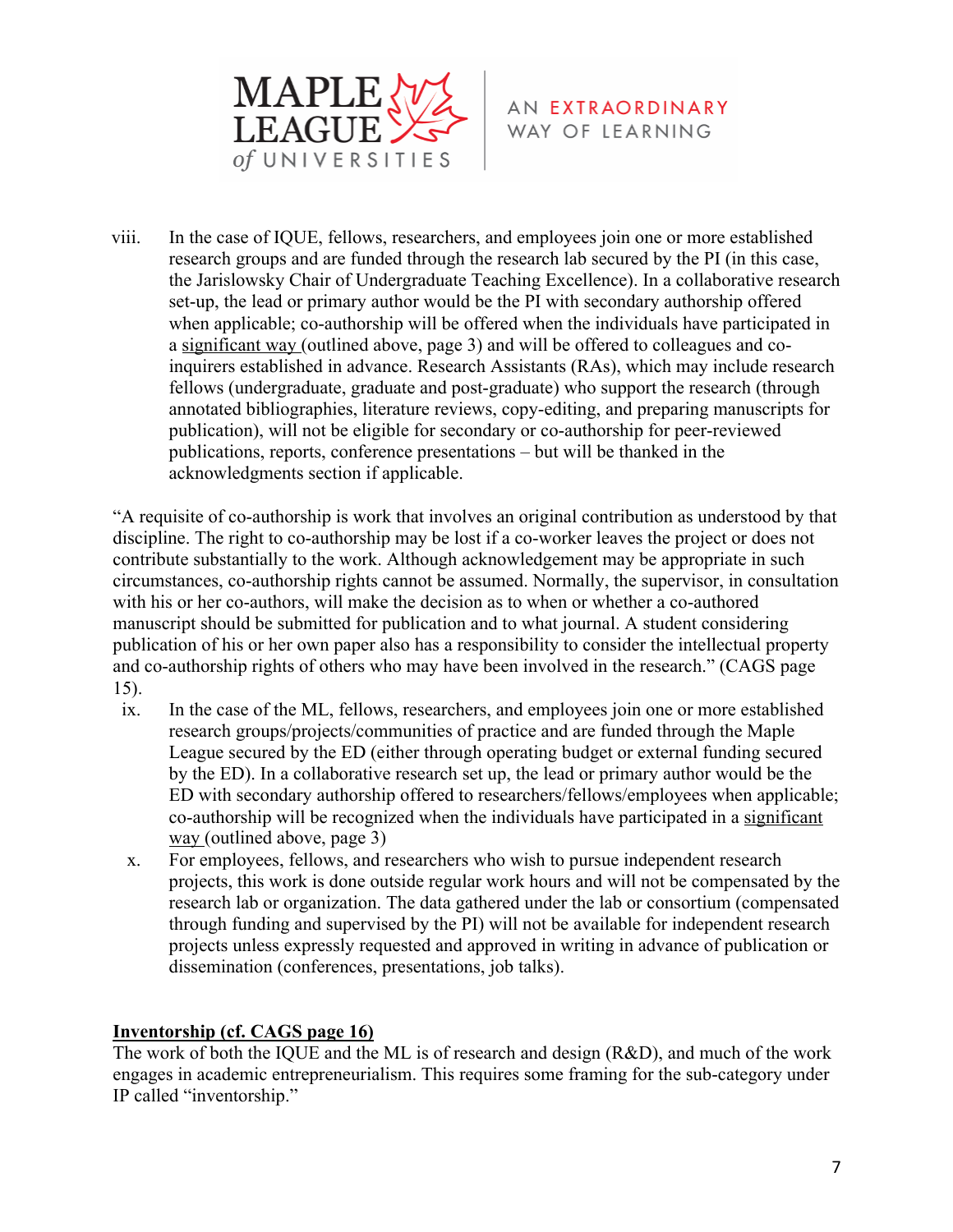viii. In the case of IQUE, fellows, researchers, and employees join one or more established research groups and are funded through the research lab secured by the PI (in this case, the Jarislowsky Chair of Undergraduate Teaching Excellence). In a collaborative research set-up, the lead or primary author would be the PI with secondary authorship offered when applicable; co-authorship will be offered when the individuals have participated in a significant way (outlined above, page 3) and will be offered to colleagues and co-inquirers established in advance. Research Assistants (RAs), which may include research fellows (undergraduate, graduate and post-graduate) who support the research (through annotated bibliographies, literature reviews, copy-editing, and preparing manuscripts for publication), will not be eligible for secondary or co-authorship for peer-reviewed publications, reports, conference presentations – but will be thanked in the acknowledgments section if applicable.

"A requisite of co-authorship is work that involves an original contribution as understood by that discipline. The right to co-authorship may be lost if a co-worker leaves the project or does not contribute substantially to the work. Although acknowledgement may be appropriate in such circumstances, co-authorship rights cannot be assumed. Normally, the supervisor, in consultation with his or her co-authors, will make the decision as to when or whether a co-authored manuscript should be submitted for publication and to what journal. A student considering publication of his or her own paper also has a responsibility to consider the intellectual property and co-authorship rights of others who may have been involved in the research." (CAGS page 15).

ix. In the case of the ML, fellows, researchers, and employees join one or more established research groups/projects/communities of practice and are funded through the Maple League secured by the ED (either through operating budget or external funding secured by the ED). In a collaborative research set up, the lead or primary author would be the ED with secondary authorship offered to researchers/fellows/employees when applicable; co-authorship will be recognized when the individuals have participated in a significant way (outlined above, page 3)

x. For employees, fellows, and researchers who wish to pursue independent research projects, this work is done outside regular work hours and will not be compensated by the research lab or organization. The data gathered under the lab or consortium (compensated through funding and supervised by the PI) will not be available for independent research projects unless expressly requested and approved in writing in advance of publication or dissemination (conferences, presentations, job talks).

**Inventorship (cf. CAGS page 16)**

The work of both the IQUE and the ML is of research and design (R&D), and much of the work engages in academic entrepreneurialism. This requires some framing for the sub-category under IP called "inventorship."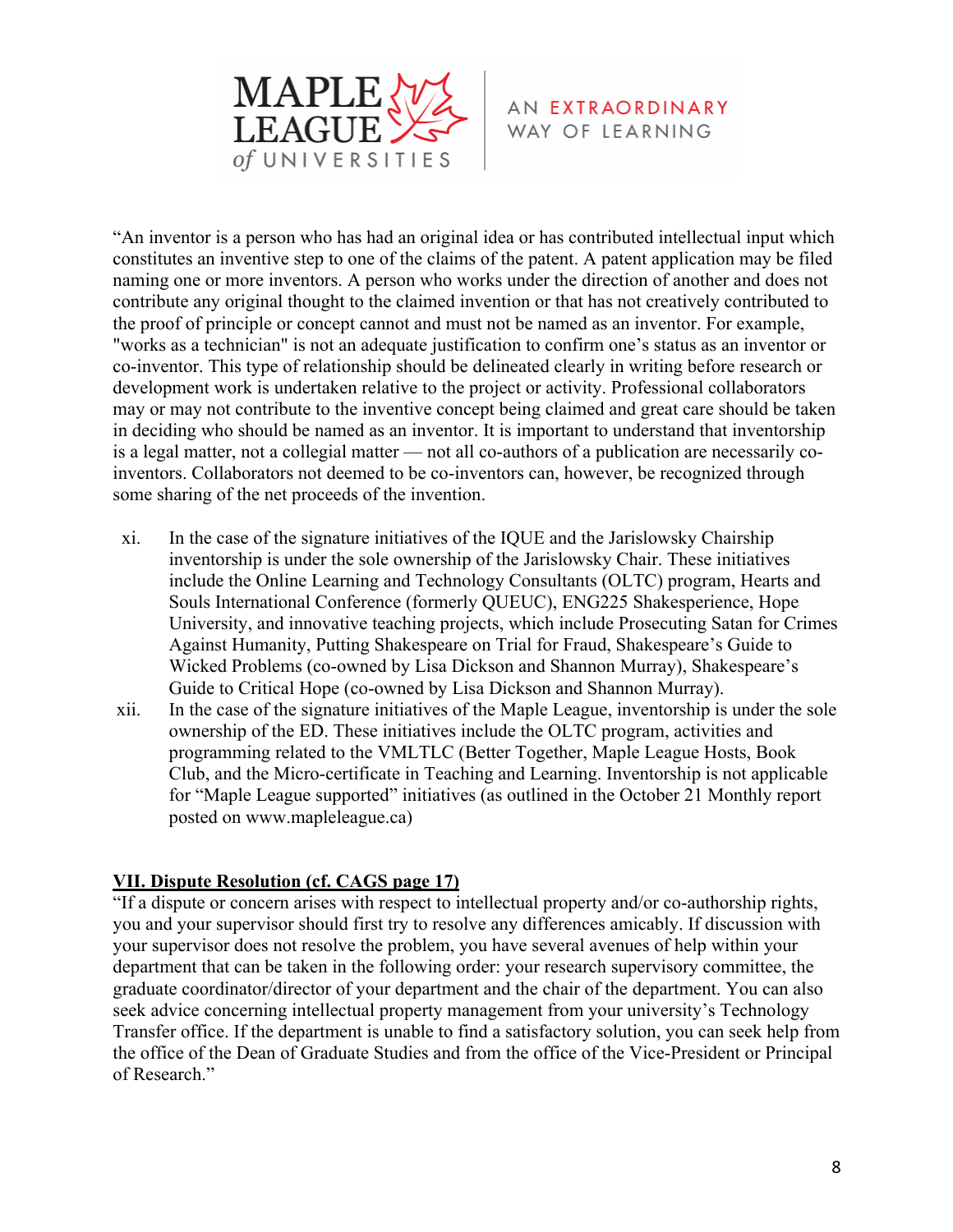"An inventor is a person who has had an original idea or has contributed intellectual input which constitutes an inventive step to one of the claims of the patent. A patent application may be filed naming one or more inventors. A person who works under the direction of another and does not contribute any original thought to the claimed invention or that has not creatively contributed to the proof of principle or concept cannot and must not be named as an inventor. For example, "works as a technician" is not an adequate justification to confirm one's status as an inventor or co-inventor. This type of relationship should be delineated clearly in writing before research or development work is undertaken relative to the project or activity. Professional collaborators may or may not contribute to the inventive concept being claimed and great care should be taken in deciding who should be named as an inventor. It is important to understand that inventorship is a legal matter, not a collegial matter — not all co-authors of a publication are necessarily co-inventors. Collaborators not deemed to be co-inventors can, however, be recognized through some sharing of the net proceeds of the invention.

xi. In the case of the signature initiatives of the IQUE and the Jarislowsky Chairship inventorship is under the sole ownership of the Jarislowsky Chair. These initiatives include the Online Learning and Technology Consultants (OLTC) program, Hearts and Souls International Conference (formerly QUEUC), ENG225 Shakesperience, Hope University, and innovative teaching projects, which include Prosecuting Satan for Crimes Against Humanity, Putting Shakespeare on Trial for Fraud, Shakespeare's Guide to Wicked Problems (co-owned by Lisa Dickson and Shannon Murray), Shakespeare's Guide to Critical Hope (co-owned by Lisa Dickson and Shannon Murray).

xii. In the case of the signature initiatives of the Maple League, inventorship is under the sole ownership of the ED. These initiatives include the OLTC program, activities and programming related to the VMLTLC (Better Together, Maple League Hosts, Book Club, and the Micro-certificate in Teaching and Learning. Inventorship is not applicable for "Maple League supported" initiatives (as outlined in the October 21 Monthly report posted on www.mapleleague.ca)

## VII. Dispute Resolution (cf. CAGS page 17)

"If a dispute or concern arises with respect to intellectual property and/or co-authorship rights, you and your supervisor should first try to resolve any differences amicably. If discussion with your supervisor does not resolve the problem, you have several avenues of help within your department that can be taken in the following order: your research supervisory committee, the graduate coordinator/director of your department and the chair of the department. You can also seek advice concerning intellectual property management from your university's Technology Transfer office. If the department is unable to find a satisfactory solution, you can seek help from the office of the Dean of Graduate Studies and from the office of the Vice-President or Principal of Research."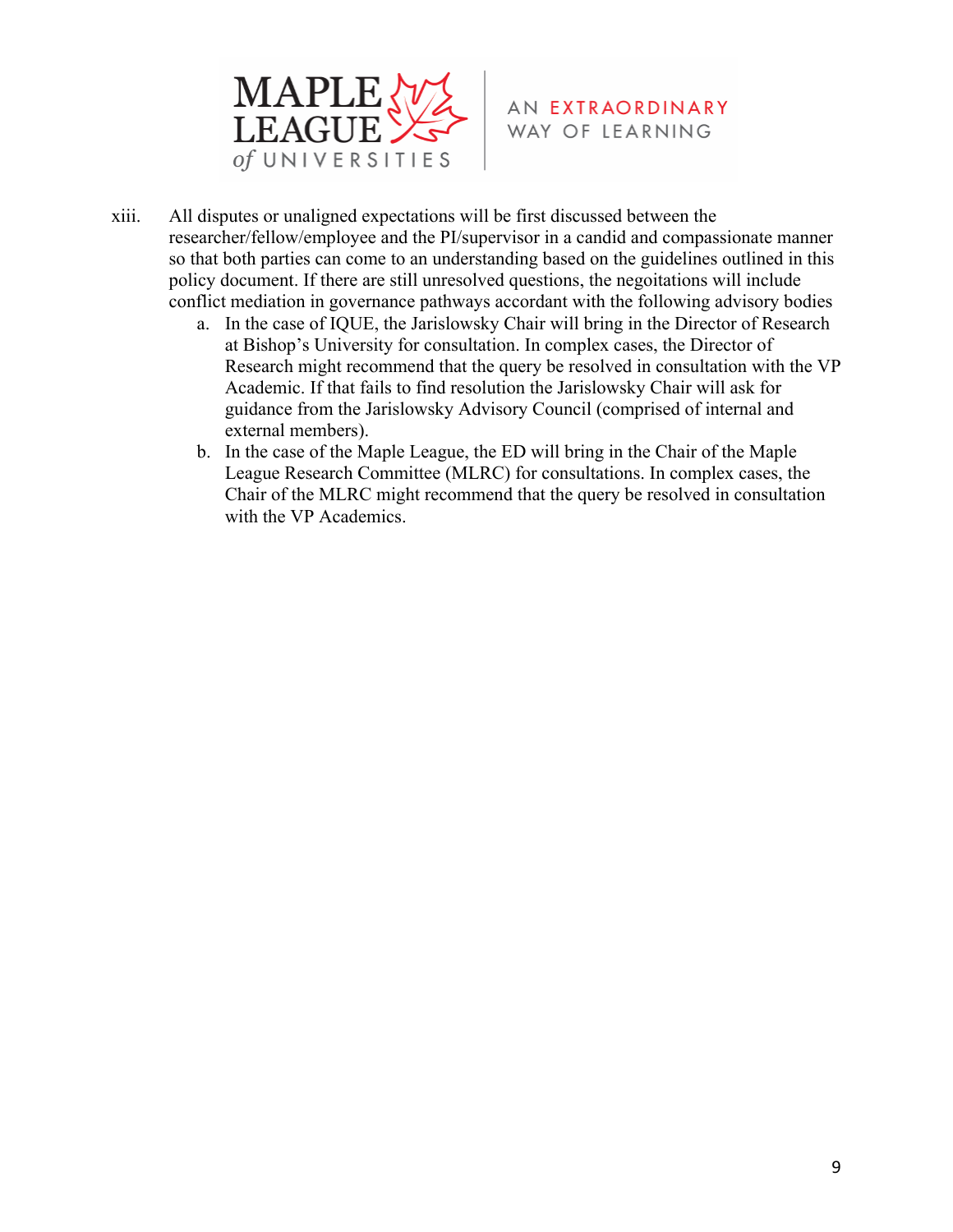xiii. All disputes or unaligned expectations will be first discussed between the researcher/fellow/employee and the PI/supervisor in a candid and compassionate manner so that both parties can come to an understanding based on the guidelines outlined in this policy document. If there are still unresolved questions, the negotiations will include conflict mediation in governance pathways accordant with the following advisory bodies

   a. In the case of IQUE, the Jarislowsky Chair will bring in the Director of Research at Bishop's University for consultation. In complex cases, the Director of Research might recommend that the query be resolved in consultation with the VP Academic. If that fails to find resolution the Jarislowsky Chair will ask for guidance from the Jarislowsky Advisory Council (comprised of internal and external members).
   b. In the case of the Maple League, the ED will bring in the Chair of the Maple League Research Committee (MLRC) for consultations. In complex cases, the Chair of the MLRC might recommend that the query be resolved in consultation with the VP Academics.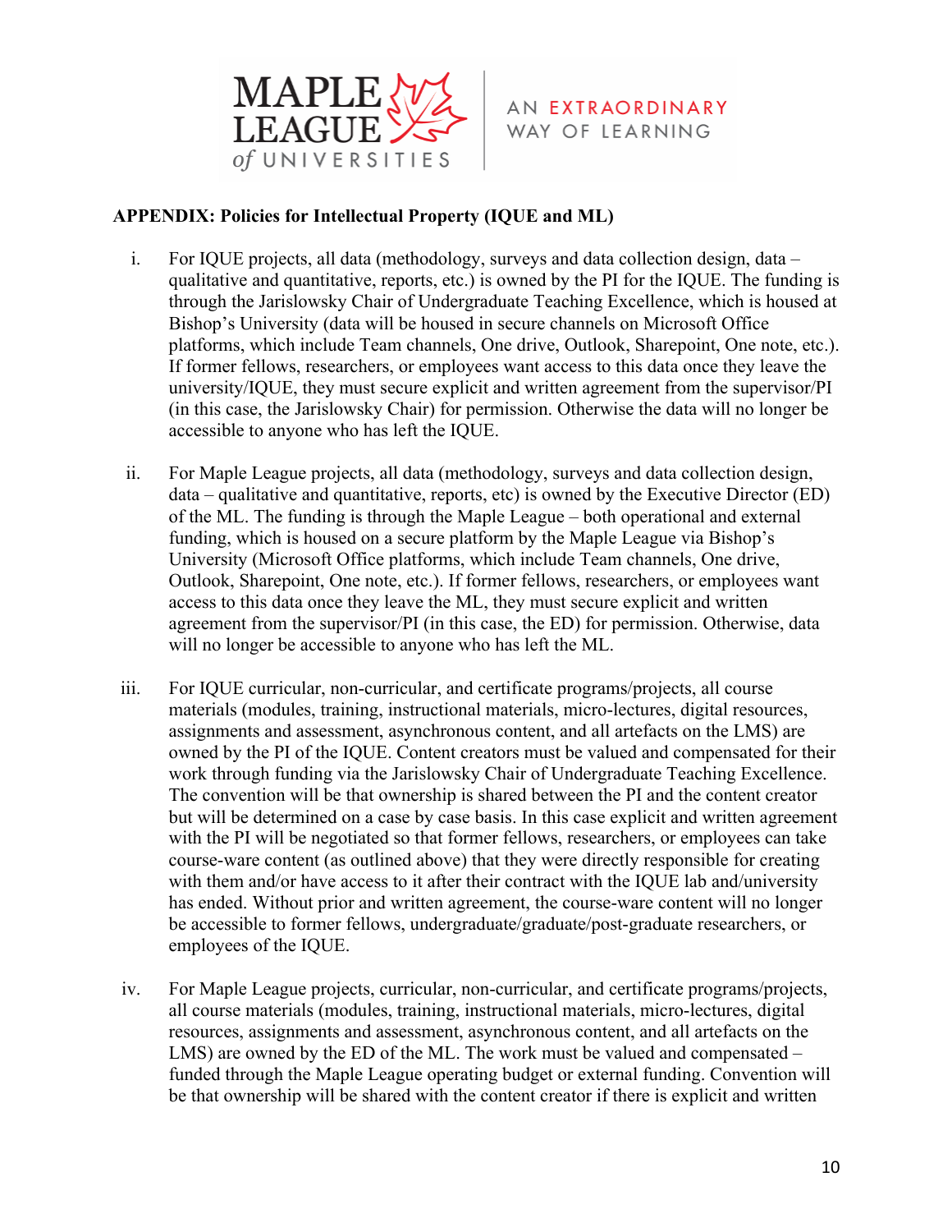**APPENDIX: Policies for Intellectual Property (IQUE and ML)**

i. For IQUE projects, all data (methodology, surveys and data collection design, data – qualitative and quantitative, reports, etc.) is owned by the PI for the IQUE. The funding is through the Jarislowsky Chair of Undergraduate Teaching Excellence, which is housed at Bishop's University (data will be housed in secure channels on Microsoft Office platforms, which include Team channels, One drive, Outlook, Sharepoint, One note, etc.). If former fellows, researchers, or employees want access to this data once they leave the university/IQUE, they must secure explicit and written agreement from the supervisor/PI (in this case, the Jarislowsky Chair) for permission. Otherwise the data will no longer be accessible to anyone who has left the IQUE.

ii. For Maple League projects, all data (methodology, surveys and data collection design, data – qualitative and quantitative, reports, etc) is owned by the Executive Director (ED) of the ML. The funding is through the Maple League – both operational and external funding, which is housed on a secure platform by the Maple League via Bishop's University (Microsoft Office platforms, which include Team channels, One drive, Outlook, Sharepoint, One note, etc.). If former fellows, researchers, or employees want access to this data once they leave the ML, they must secure explicit and written agreement from the supervisor/PI (in this case, the ED) for permission. Otherwise, data will no longer be accessible to anyone who has left the ML.

iii. For IQUE curricular, non-curricular, and certificate programs/projects, all course materials (modules, training, instructional materials, micro-lectures, digital resources, assignments and assessment, asynchronous content, and all artefacts on the LMS) are owned by the PI of the IQUE. Content creators must be valued and compensated for their work through funding via the Jarislowsky Chair of Undergraduate Teaching Excellence. The convention will be that ownership is shared between the PI and the content creator but will be determined on a case by case basis. In this case explicit and written agreement with the PI will be negotiated so that former fellows, researchers, or employees can take course-ware content (as outlined above) that they were directly responsible for creating with them and/or have access to it after their contract with the IQUE lab and/university has ended. Without prior and written agreement, the course-ware content will no longer be accessible to former fellows, undergraduate/graduate/post-graduate researchers, or employees of the IQUE.

iv. For Maple League projects, curricular, non-curricular, and certificate programs/projects, all course materials (modules, training, instructional materials, micro-lectures, digital resources, assignments and assessment, asynchronous content, and all artefacts on the LMS) are owned by the ED of the ML. The work must be valued and compensated – funded through the Maple League operating budget or external funding. Convention will be that ownership will be shared with the content creator if there is explicit and written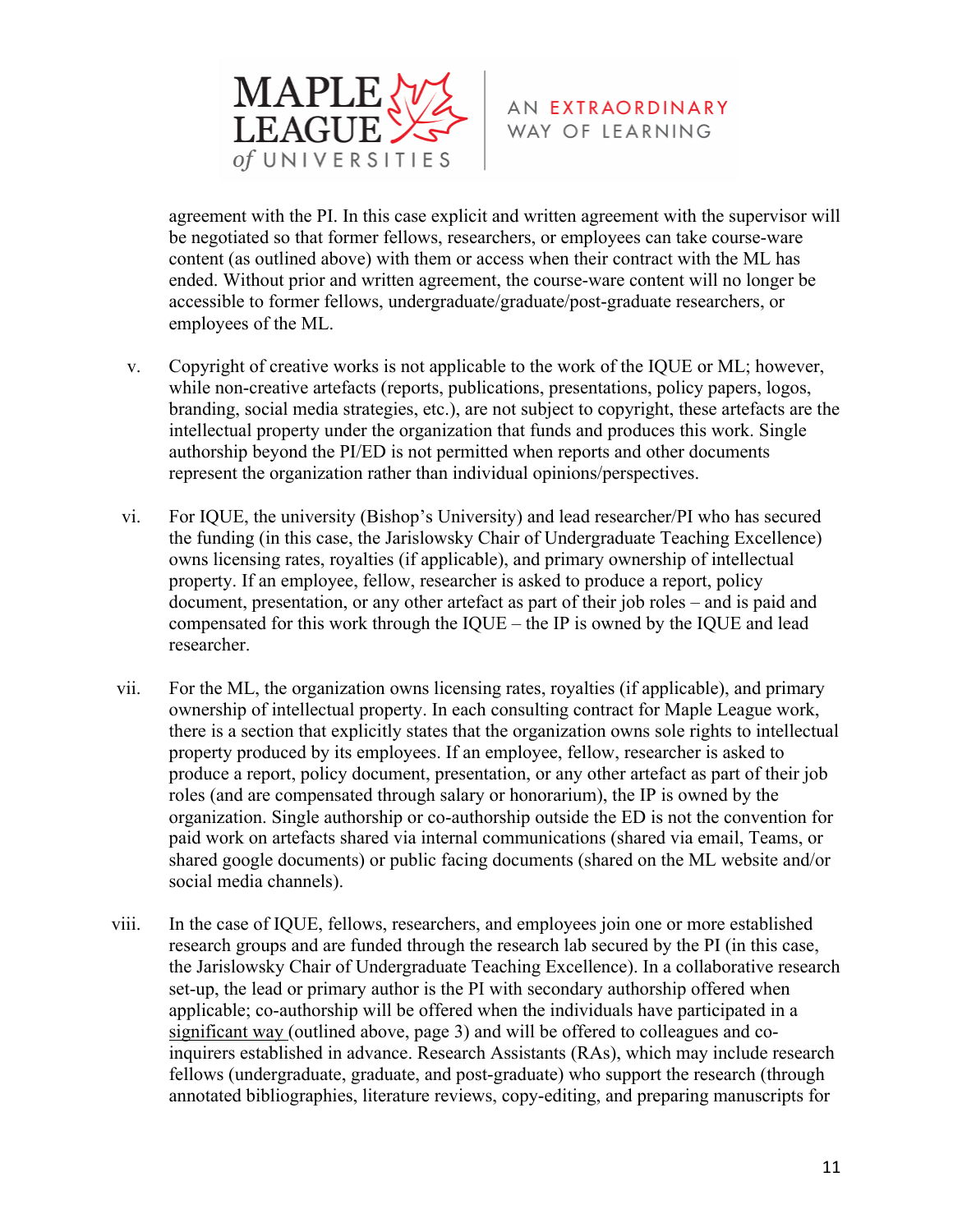agreement with the PI. In this case explicit and written agreement with the supervisor will be negotiated so that former fellows, researchers, or employees can take course-ware content (as outlined above) with them or access when their contract with the ML has ended. Without prior and written agreement, the course-ware content will no longer be accessible to former fellows, undergraduate/graduate/post-graduate researchers, or employees of the ML.

v. Copyright of creative works is not applicable to the work of the IQUE or ML; however, while non-creative artefacts (reports, publications, presentations, policy papers, logos, branding, social media strategies, etc.), are not subject to copyright, these artefacts are the intellectual property under the organization that funds and produces this work. Single authorship beyond the PI/ED is not permitted when reports and other documents represent the organization rather than individual opinions/perspectives.

vi. For IQUE, the university (Bishop's University) and lead researcher/PI who has secured the funding (in this case, the Jarislowsky Chair of Undergraduate Teaching Excellence) owns licensing rates, royalties (if applicable), and primary ownership of intellectual property. If an employee, fellow, researcher is asked to produce a report, policy document, presentation, or any other artefact as part of their job roles – and is paid and compensated for this work through the IQUE – the IP is owned by the IQUE and lead researcher.

vii. For the ML, the organization owns licensing rates, royalties (if applicable), and primary ownership of intellectual property. In each consulting contract for Maple League work, there is a section that explicitly states that the organization owns sole rights to intellectual property produced by its employees. If an employee, fellow, researcher is asked to produce a report, policy document, presentation, or any other artefact as part of their job roles (and are compensated through salary or honorarium), the IP is owned by the organization. Single authorship or co-authorship outside the ED is not the convention for paid work on artefacts shared via internal communications (shared via email, Teams, or shared google documents) or public facing documents (shared on the ML website and/or social media channels).

viii. In the case of IQUE, fellows, researchers, and employees join one or more established research groups and are funded through the research lab secured by the PI (in this case, the Jarislowsky Chair of Undergraduate Teaching Excellence). In a collaborative research set-up, the lead or primary author is the PI with secondary authorship offered when applicable; co-authorship will be offered when the individuals have participated in a significant way (outlined above, page 3) and will be offered to colleagues and co-inquirers established in advance. Research Assistants (RAs), which may include research fellows (undergraduate, graduate, and post-graduate) who support the research (through annotated bibliographies, literature reviews, copy-editing, and preparing manuscripts for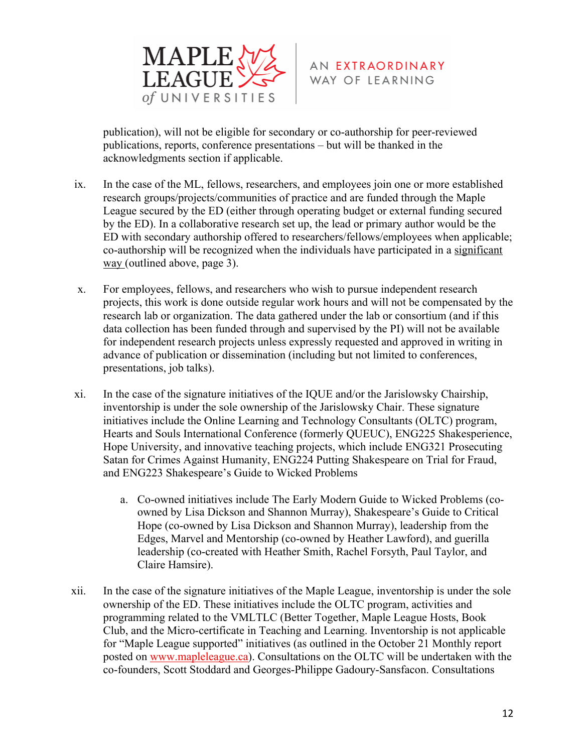publication), will not be eligible for secondary or co-authorship for peer-reviewed publications, reports, conference presentations – but will be thanked in the acknowledgments section if applicable.

ix. In the case of the ML, fellows, researchers, and employees join one or more established research groups/projects/communities of practice and are funded through the Maple League secured by the ED (either through operating budget or external funding secured by the ED). In a collaborative research set up, the lead or primary author would be the ED with secondary authorship offered to researchers/fellows/employees when applicable; co-authorship will be recognized when the individuals have participated in a significant way (outlined above, page 3).

x. For employees, fellows, and researchers who wish to pursue independent research projects, this work is done outside regular work hours and will not be compensated by the research lab or organization. The data gathered under the lab or consortium (and if this data collection has been funded through and supervised by the PI) will not be available for independent research projects unless expressly requested and approved in writing in advance of publication or dissemination (including but not limited to conferences, presentations, job talks).

xi. In the case of the signature initiatives of the IQUE and/or the Jarislowsky Chairship, inventorship is under the sole ownership of the Jarislowsky Chair. These signature initiatives include the Online Learning and Technology Consultants (OLTC) program, Hearts and Souls International Conference (formerly QUEUC), ENG225 Shakesperience, Hope University, and innovative teaching projects, which include ENG321 Prosecuting Satan for Crimes Against Humanity, ENG224 Putting Shakespeare on Trial for Fraud, and ENG223 Shakespeare's Guide to Wicked Problems

   a. Co-owned initiatives include The Early Modern Guide to Wicked Problems (co-owned by Lisa Dickson and Shannon Murray), Shakespeare's Guide to Critical Hope (co-owned by Lisa Dickson and Shannon Murray), leadership from the Edges, Marvel and Mentorship (co-owned by Heather Lawford), and guerilla leadership (co-created with Heather Smith, Rachel Forsyth, Paul Taylor, and Claire Hamsire).

xii. In the case of the signature initiatives of the Maple League, inventorship is under the sole ownership of the ED. These initiatives include the OLTC program, activities and programming related to the VMLTLC (Better Together, Maple League Hosts, Book Club, and the Micro-certificate in Teaching and Learning. Inventorship is not applicable for "Maple League supported" initiatives (as outlined in the October 21 Monthly report posted on www.mapleleague.ca). Consultations on the OLTC will be undertaken with the co-founders, Scott Stoddard and Georges-Philippe Gadoury-Sansfacon. Consultations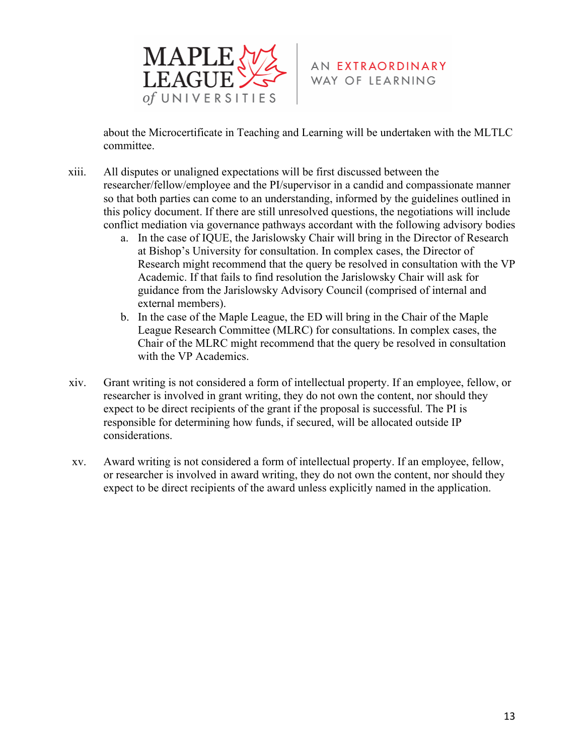about the Microcertificate in Teaching and Learning will be undertaken with the MLTLC committee.

xiii. All disputes or unaligned expectations will be first discussed between the researcher/fellow/employee and the PI/supervisor in a candid and compassionate manner so that both parties can come to an understanding, informed by the guidelines outlined in this policy document. If there are still unresolved questions, the negotiations will include conflict mediation via governance pathways accordant with the following advisory bodies

   a. In the case of IQUE, the Jarislowsky Chair will bring in the Director of Research at Bishop's University for consultation. In complex cases, the Director of Research might recommend that the query be resolved in consultation with the VP Academic. If that fails to find resolution the Jarislowsky Chair will ask for guidance from the Jarislowsky Advisory Council (comprised of internal and external members).
   b. In the case of the Maple League, the ED will bring in the Chair of the Maple League Research Committee (MLRC) for consultations. In complex cases, the Chair of the MLRC might recommend that the query be resolved in consultation with the VP Academics.

xiv. Grant writing is not considered a form of intellectual property. If an employee, fellow, or researcher is involved in grant writing, they do not own the content, nor should they expect to be direct recipients of the grant if the proposal is successful. The PI is responsible for determining how funds, if secured, will be allocated outside IP considerations.

xv. Award writing is not considered a form of intellectual property. If an employee, fellow, or researcher is involved in award writing, they do not own the content, nor should they expect to be direct recipients of the award unless explicitly named in the application.